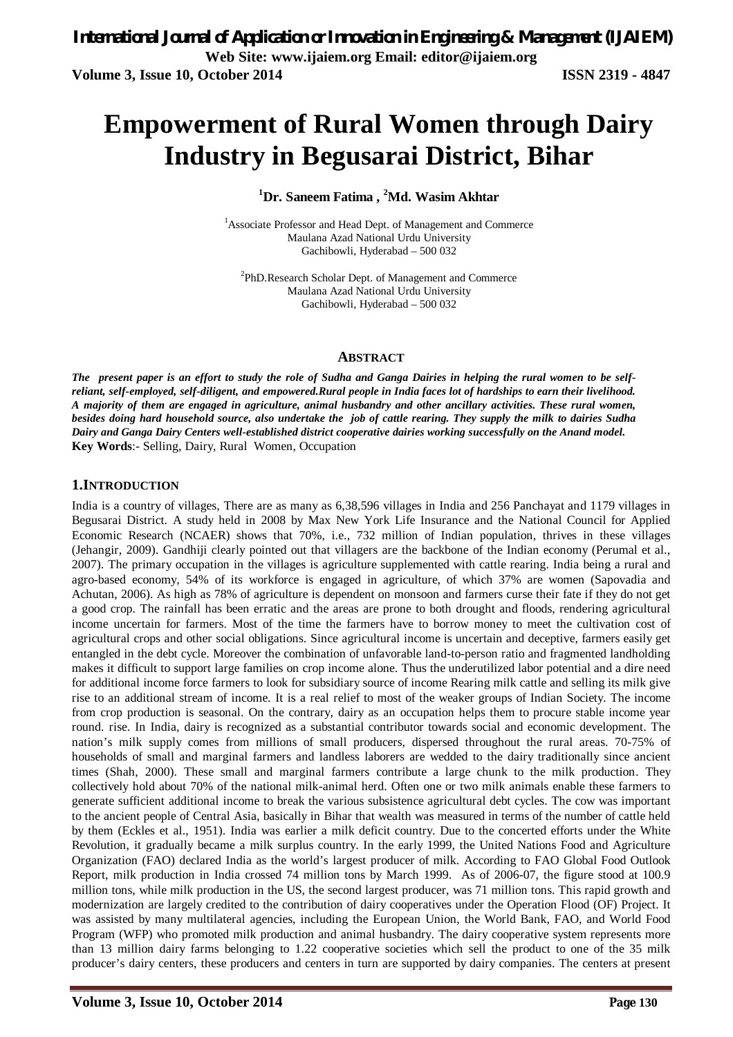# Empowerment of Rural Women through Dairy Industry in Begusarai District, Bihar

**[1]Dr. Saneem Fatima , [2]Md. Wasim Akhtar**

[1]Associate Professor and Head Dept. of Management and Commerce
Maulana Azad National Urdu University
Gachibowli, Hyderabad – 500 032

[2]PhD.Research Scholar Dept. of Management and Commerce
Maulana Azad National Urdu University
Gachibowli, Hyderabad – 500 032

## ABSTRACT

***The present paper is an effort to study the role of Sudha and Ganga Dairies in helping the rural women to be self-reliant, self-employed, self-diligent, and empowered.Rural people in India faces lot of hardships to earn their livelihood. A majority of them are engaged in agriculture, animal husbandry and other ancillary activities. These rural women, besides doing hard household source, also undertake the job of cattle rearing. They supply the milk to dairies Sudha Dairy and Ganga Dairy Centers well-established district cooperative dairies working successfully on the Anand model.***

**Key Words**:- Selling, Dairy, Rural Women, Occupation

## 1.INTRODUCTION

India is a country of villages, There are as many as 6,38,596 villages in India and 256 Panchayat and 1179 villages in Begusarai District. A study held in 2008 by Max New York Life Insurance and the National Council for Applied Economic Research (NCAER) shows that 70%, i.e., 732 million of Indian population, thrives in these villages (Jehangir, 2009). Gandhiji clearly pointed out that villagers are the backbone of the Indian economy (Perumal et al., 2007). The primary occupation in the villages is agriculture supplemented with cattle rearing. India being a rural and agro-based economy, 54% of its workforce is engaged in agriculture, of which 37% are women (Sapovadia and Achutan, 2006). As high as 78% of agriculture is dependent on monsoon and farmers curse their fate if they do not get a good crop. The rainfall has been erratic and the areas are prone to both drought and floods, rendering agricultural income uncertain for farmers. Most of the time the farmers have to borrow money to meet the cultivation cost of agricultural crops and other social obligations. Since agricultural income is uncertain and deceptive, farmers easily get entangled in the debt cycle. Moreover the combination of unfavorable land-to-person ratio and fragmented landholding makes it difficult to support large families on crop income alone. Thus the underutilized labor potential and a dire need for additional income force farmers to look for subsidiary source of income Rearing milk cattle and selling its milk give rise to an additional stream of income. It is a real relief to most of the weaker groups of Indian Society. The income from crop production is seasonal. On the contrary, dairy as an occupation helps them to procure stable income year round. rise. In India, dairy is recognized as a substantial contributor towards social and economic development. The nation's milk supply comes from millions of small producers, dispersed throughout the rural areas. 70-75% of households of small and marginal farmers and landless laborers are wedded to the dairy traditionally since ancient times (Shah, 2000). These small and marginal farmers contribute a large chunk to the milk production. They collectively hold about 70% of the national milk-animal herd. Often one or two milk animals enable these farmers to generate sufficient additional income to break the various subsistence agricultural debt cycles. The cow was important to the ancient people of Central Asia, basically in Bihar that wealth was measured in terms of the number of cattle held by them (Eckles et al., 1951). India was earlier a milk deficit country. Due to the concerted efforts under the White Revolution, it gradually became a milk surplus country. In the early 1999, the United Nations Food and Agriculture Organization (FAO) declared India as the world's largest producer of milk. According to FAO Global Food Outlook Report, milk production in India crossed 74 million tons by March 1999. As of 2006-07, the figure stood at 100.9 million tons, while milk production in the US, the second largest producer, was 71 million tons. This rapid growth and modernization are largely credited to the contribution of dairy cooperatives under the Operation Flood (OF) Project. It was assisted by many multilateral agencies, including the European Union, the World Bank, FAO, and World Food Program (WFP) who promoted milk production and animal husbandry. The dairy cooperative system represents more than 13 million dairy farms belonging to 1.22 cooperative societies which sell the product to one of the 35 milk producer's dairy centers, these producers and centers in turn are supported by dairy companies. The centers at present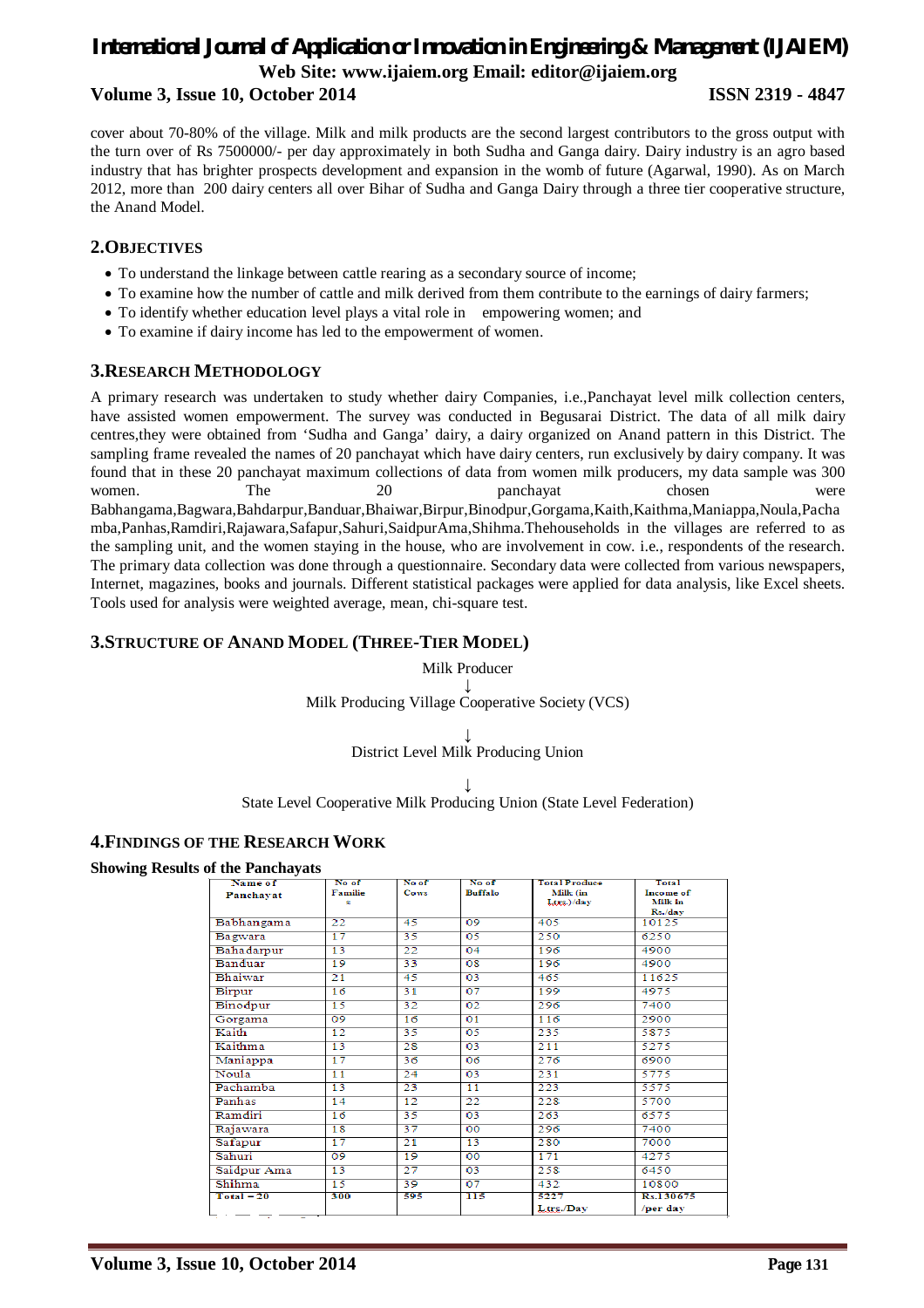cover about 70-80% of the village. Milk and milk products are the second largest contributors to the gross output with the turn over of Rs 7500000/- per day approximately in both Sudha and Ganga dairy. Dairy industry is an agro based industry that has brighter prospects development and expansion in the womb of future (Agarwal, 1990). As on March 2012, more than 200 dairy centers all over Bihar of Sudha and Ganga Dairy through a three tier cooperative structure, the Anand Model.

## 2.OBJECTIVES

- To understand the linkage between cattle rearing as a secondary source of income;
- To examine how the number of cattle and milk derived from them contribute to the earnings of dairy farmers;
- To identify whether education level plays a vital role in empowering women; and
- To examine if dairy income has led to the empowerment of women.

## 3.RESEARCH METHODOLOGY

A primary research was undertaken to study whether dairy Companies, i.e.,Panchayat level milk collection centers, have assisted women empowerment. The survey was conducted in Begusarai District. The data of all milk dairy centres,they were obtained from 'Sudha and Ganga' dairy, a dairy organized on Anand pattern in this District. The sampling frame revealed the names of 20 panchayat which have dairy centers, run exclusively by dairy company. It was found that in these 20 panchayat maximum collections of data from women milk producers, my data sample was 300 women. The 20 panchayat chosen were Babhangama,Bagwara,Bahdarpur,Banduar,Bhaiwar,Birpur,Binodpur,Gorgama,Kaith,Kaithma,Maniappa,Noula,Pachamba,Panhas,Ramdiri,Rajawara,Safapur,Sahuri,SaidpurAma,Shihma.Thehouseholds in the villages are referred to as the sampling unit, and the women staying in the house, who are involvement in cow. i.e., respondents of the research. The primary data collection was done through a questionnaire. Secondary data were collected from various newspapers, Internet, magazines, books and journals. Different statistical packages were applied for data analysis, like Excel sheets. Tools used for analysis were weighted average, mean, chi-square test.

## 3.STRUCTURE OF ANAND MODEL (THREE-TIER MODEL)

Milk Producer

↓

Milk Producing Village Cooperative Society (VCS)

↓

District Level Milk Producing Union

↓

State Level Cooperative Milk Producing Union (State Level Federation)

## 4.FINDINGS OF THE RESEARCH WORK

**Showing Results of the Panchayats**

| Name of Panchayat | No of Families | No of Cows | No of Buffalo | Total Produce Milk (in Ltrs.)/day | Total Income of Milk In Rs./day |
|---|---|---|---|---|---|
| Babhangama | 22 | 45 | 09 | 405 | 10125 |
| Bagwara | 17 | 35 | 05 | 250 | 6250 |
| Bahadarpur | 13 | 22 | 04 | 196 | 4900 |
| Banduar | 19 | 33 | 08 | 196 | 4900 |
| Bhaiwar | 21 | 45 | 03 | 465 | 11625 |
| Birpur | 16 | 31 | 07 | 199 | 4975 |
| Binodpur | 15 | 32 | 02 | 296 | 7400 |
| Gorgama | 09 | 16 | 01 | 116 | 2900 |
| Kaith | 12 | 35 | 05 | 235 | 5875 |
| Kaithma | 13 | 28 | 03 | 211 | 5275 |
| Maniappa | 17 | 36 | 06 | 276 | 6900 |
| Noula | 11 | 24 | 03 | 231 | 5775 |
| Pachamba | 13 | 23 | 11 | 223 | 5575 |
| Panhas | 14 | 12 | 22 | 228 | 5700 |
| Ramdiri | 16 | 35 | 03 | 263 | 6575 |
| Rajawara | 18 | 37 | 00 | 296 | 7400 |
| Safapur | 17 | 21 | 13 | 280 | 7000 |
| Sahuri | 09 | 19 | 00 | 171 | 4275 |
| Saidpur Ama | 13 | 27 | 03 | 258 | 6450 |
| Shihma | 15 | 39 | 07 | 432 | 10800 |
| Total = 20 | 300 | 595 | 115 | 5227 Ltrs./Day | Rs.130675 /per day |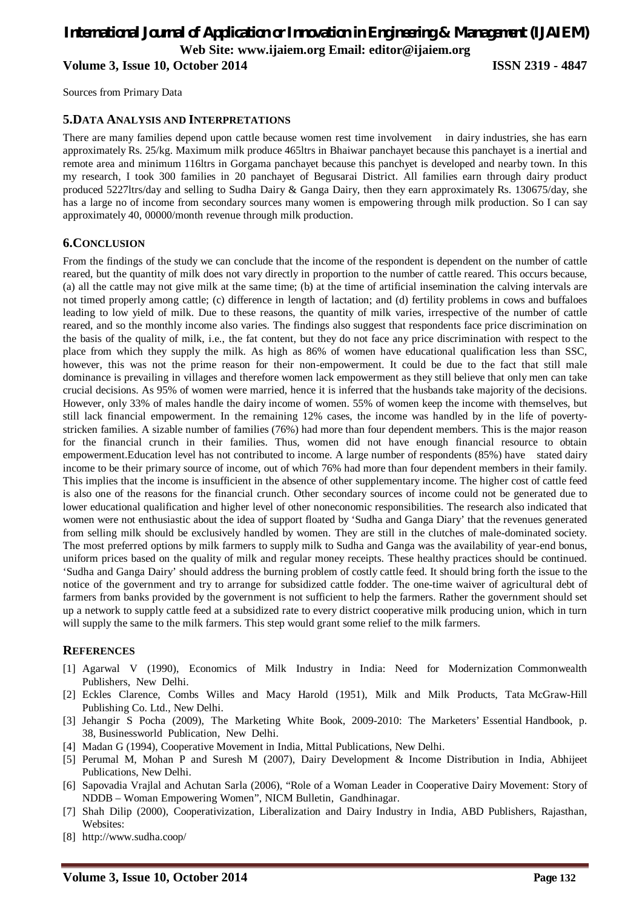Sources from Primary Data

## 5.DATA ANALYSIS AND INTERPRETATIONS

There are many families depend upon cattle because women rest time involvement in dairy industries, she has earn approximately Rs. 25/kg. Maximum milk produce 465ltrs in Bhaiwar panchayet because this panchayet is a inertial and remote area and minimum 116ltrs in Gorgama panchayet because this panchyet is developed and nearby town. In this my research, I took 300 families in 20 panchayet of Begusarai District. All families earn through dairy product produced 5227ltrs/day and selling to Sudha Dairy & Ganga Dairy, then they earn approximately Rs. 130675/day, she has a large no of income from secondary sources many women is empowering through milk production. So I can say approximately 40, 00000/month revenue through milk production.

## 6.CONCLUSION

From the findings of the study we can conclude that the income of the respondent is dependent on the number of cattle reared, but the quantity of milk does not vary directly in proportion to the number of cattle reared. This occurs because, (a) all the cattle may not give milk at the same time; (b) at the time of artificial insemination the calving intervals are not timed properly among cattle; (c) difference in length of lactation; and (d) fertility problems in cows and buffaloes leading to low yield of milk. Due to these reasons, the quantity of milk varies, irrespective of the number of cattle reared, and so the monthly income also varies. The findings also suggest that respondents face price discrimination on the basis of the quality of milk, i.e., the fat content, but they do not face any price discrimination with respect to the place from which they supply the milk. As high as 86% of women have educational qualification less than SSC, however, this was not the prime reason for their non-empowerment. It could be due to the fact that still male dominance is prevailing in villages and therefore women lack empowerment as they still believe that only men can take crucial decisions. As 95% of women were married, hence it is inferred that the husbands take majority of the decisions. However, only 33% of males handle the dairy income of women. 55% of women keep the income with themselves, but still lack financial empowerment. In the remaining 12% cases, the income was handled by in the life of poverty-stricken families. A sizable number of families (76%) had more than four dependent members. This is the major reason for the financial crunch in their families. Thus, women did not have enough financial resource to obtain empowerment.Education level has not contributed to income. A large number of respondents (85%) have stated dairy income to be their primary source of income, out of which 76% had more than four dependent members in their family. This implies that the income is insufficient in the absence of other supplementary income. The higher cost of cattle feed is also one of the reasons for the financial crunch. Other secondary sources of income could not be generated due to lower educational qualification and higher level of other noneconomic responsibilities. The research also indicated that women were not enthusiastic about the idea of support floated by 'Sudha and Ganga Diary' that the revenues generated from selling milk should be exclusively handled by women. They are still in the clutches of male-dominated society. The most preferred options by milk farmers to supply milk to Sudha and Ganga was the availability of year-end bonus, uniform prices based on the quality of milk and regular money receipts. These healthy practices should be continued. 'Sudha and Ganga Dairy' should address the burning problem of costly cattle feed. It should bring forth the issue to the notice of the government and try to arrange for subsidized cattle fodder. The one-time waiver of agricultural debt of farmers from banks provided by the government is not sufficient to help the farmers. Rather the government should set up a network to supply cattle feed at a subsidized rate to every district cooperative milk producing union, which in turn will supply the same to the milk farmers. This step would grant some relief to the milk farmers.

## REFERENCES

[1] Agarwal V (1990), Economics of Milk Industry in India: Need for Modernization Commonwealth Publishers, New Delhi.

[2] Eckles Clarence, Combs Willes and Macy Harold (1951), Milk and Milk Products, Tata McGraw-Hill Publishing Co. Ltd., New Delhi.

[3] Jehangir S Pocha (2009), The Marketing White Book, 2009-2010: The Marketers' Essential Handbook, p. 38, Businessworld Publication, New Delhi.

[4] Madan G (1994), Cooperative Movement in India, Mittal Publications, New Delhi.

[5] Perumal M, Mohan P and Suresh M (2007), Dairy Development & Income Distribution in India, Abhijeet Publications, New Delhi.

[6] Sapovadia Vrajlal and Achutan Sarla (2006), "Role of a Woman Leader in Cooperative Dairy Movement: Story of NDDB – Woman Empowering Women", NICM Bulletin, Gandhinagar.

[7] Shah Dilip (2000), Cooperativization, Liberalization and Dairy Industry in India, ABD Publishers, Rajasthan, Websites:

[8] http://www.sudha.coop/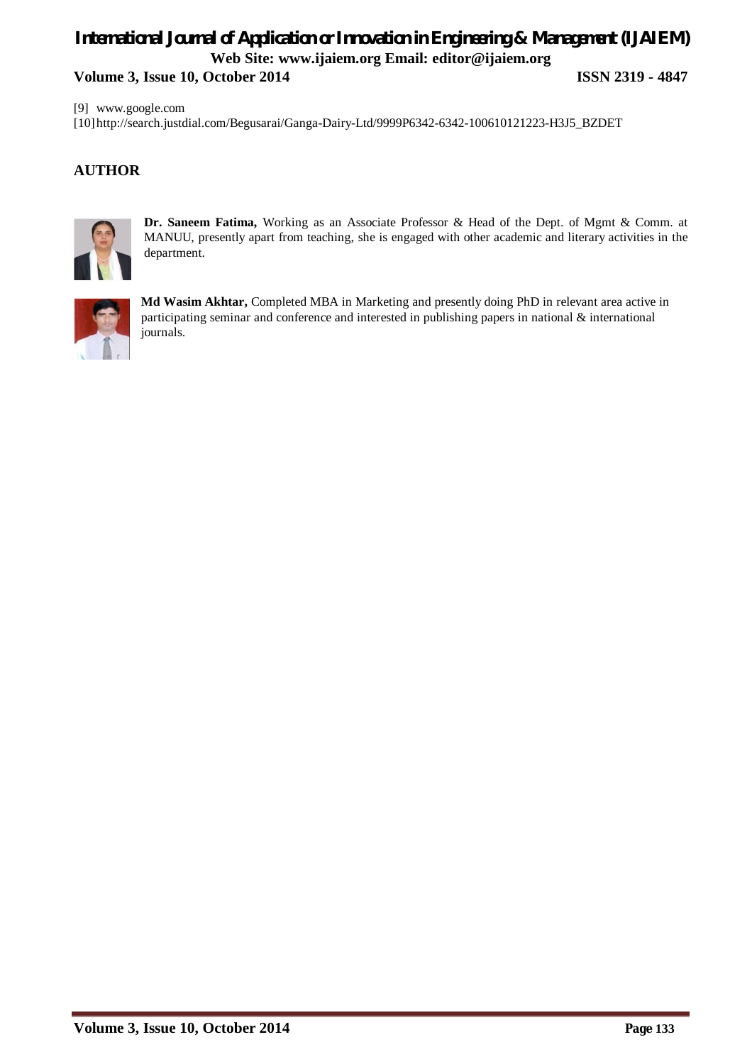[9] www.google.com

[10] http://search.justdial.com/Begusarai/Ganga-Dairy-Ltd/9999P6342-6342-100610121223-H3J5_BZDET

## AUTHOR

**Dr. Saneem Fatima,** Working as an Associate Professor & Head of the Dept. of Mgmt & Comm. at MANUU, presently apart from teaching, she is engaged with other academic and literary activities in the department.

**Md Wasim Akhtar,** Completed MBA in Marketing and presently doing PhD in relevant area active in participating seminar and conference and interested in publishing papers in national & international journals.